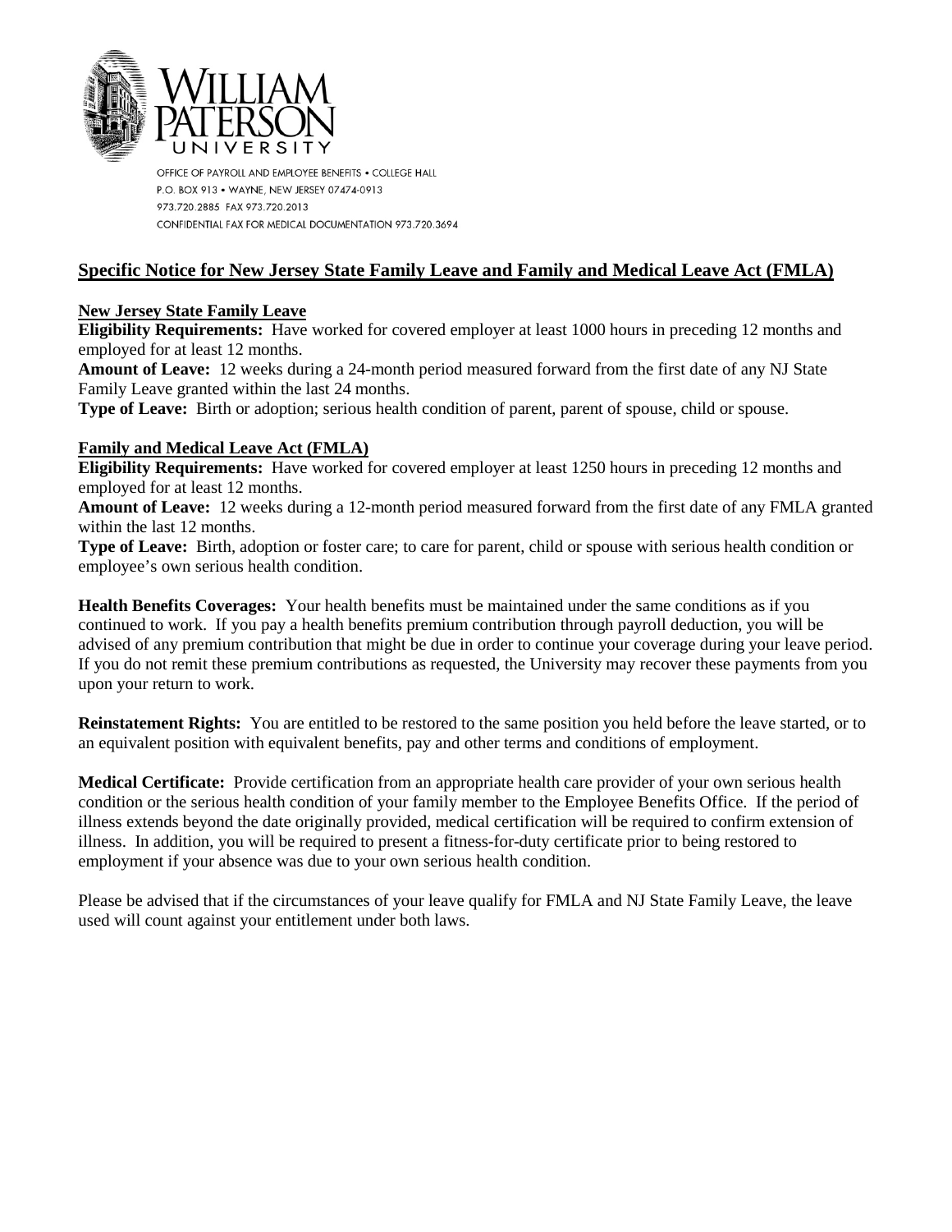# William Paterson University

OFFICE OF PAYROLL AND EMPLOYEE BENEFITS • COLLEGE HALL
P.O. BOX 913 • WAYNE, NEW JERSEY 07474-0913
973.720.2885 FAX 973.720.2013
CONFIDENTIAL FAX FOR MEDICAL DOCUMENTATION 973.720.3694

## Specific Notice for New Jersey State Family Leave and Family and Medical Leave Act (FMLA)

### New Jersey State Family Leave

**Eligibility Requirements:** Have worked for covered employer at least 1000 hours in preceding 12 months and employed for at least 12 months.

**Amount of Leave:** 12 weeks during a 24-month period measured forward from the first date of any NJ State Family Leave granted within the last 24 months.

**Type of Leave:** Birth or adoption; serious health condition of parent, parent of spouse, child or spouse.

### Family and Medical Leave Act (FMLA)

**Eligibility Requirements:** Have worked for covered employer at least 1250 hours in preceding 12 months and employed for at least 12 months.

**Amount of Leave:** 12 weeks during a 12-month period measured forward from the first date of any FMLA granted within the last 12 months.

**Type of Leave:** Birth, adoption or foster care; to care for parent, child or spouse with serious health condition or employee's own serious health condition.

**Health Benefits Coverages:** Your health benefits must be maintained under the same conditions as if you continued to work. If you pay a health benefits premium contribution through payroll deduction, you will be advised of any premium contribution that might be due in order to continue your coverage during your leave period. If you do not remit these premium contributions as requested, the University may recover these payments from you upon your return to work.

**Reinstatement Rights:** You are entitled to be restored to the same position you held before the leave started, or to an equivalent position with equivalent benefits, pay and other terms and conditions of employment.

**Medical Certificate:** Provide certification from an appropriate health care provider of your own serious health condition or the serious health condition of your family member to the Employee Benefits Office. If the period of illness extends beyond the date originally provided, medical certification will be required to confirm extension of illness. In addition, you will be required to present a fitness-for-duty certificate prior to being restored to employment if your absence was due to your own serious health condition.

Please be advised that if the circumstances of your leave qualify for FMLA and NJ State Family Leave, the leave used will count against your entitlement under both laws.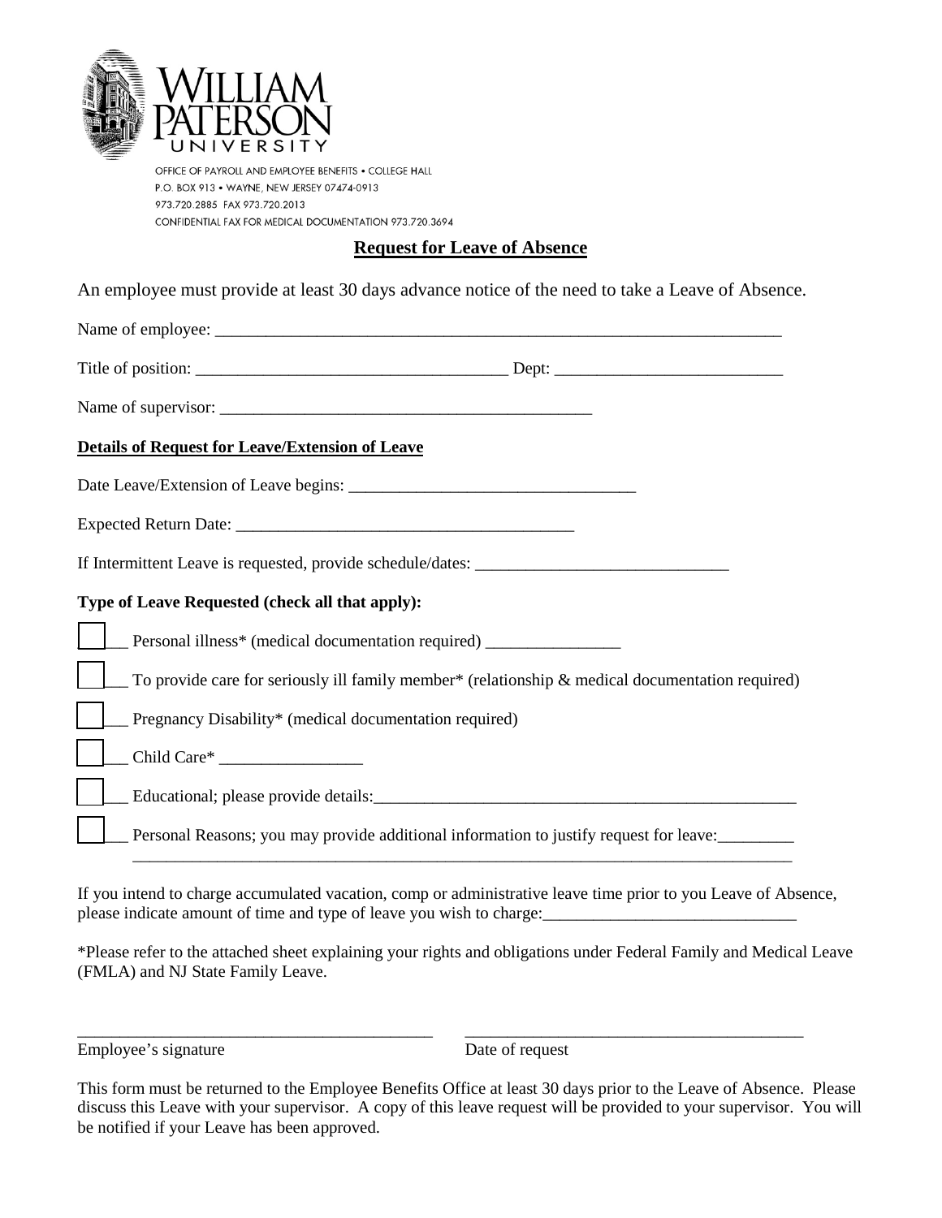WILLIAM PATERSON UNIVERSITY

OFFICE OF PAYROLL AND EMPLOYEE BENEFITS • COLLEGE HALL
P.O. BOX 913 • WAYNE, NEW JERSEY 07474-0913
973.720.2885 FAX 973.720.2013
CONFIDENTIAL FAX FOR MEDICAL DOCUMENTATION 973.720.3694

## Request for Leave of Absence

An employee must provide at least 30 days advance notice of the need to take a Leave of Absence.

Name of employee: ______________________________________________________________________

Title of position: _____________________________________ Dept: ___________________________

Name of supervisor: _____________________________________________

**Details of Request for Leave/Extension of Leave**

Date Leave/Extension of Leave begins: __________________________________

Expected Return Date: _______________________________________

If Intermittent Leave is requested, provide schedule/dates: ______________________________

**Type of Leave Requested (check all that apply):**

☐___ Personal illness* (medical documentation required) ________________

☐___ To provide care for seriously ill family member* (relationship & medical documentation required)

☐___ Pregnancy Disability* (medical documentation required)

☐___ Child Care* _________________

☐___ Educational; please provide details:_____________________________________________________

☐___ Personal Reasons; you may provide additional information to justify request for leave:_________
___________________________________________________________________________________

If you intend to charge accumulated vacation, comp or administrative leave time prior to you Leave of Absence, please indicate amount of time and type of leave you wish to charge:______________________________

*Please refer to the attached sheet explaining your rights and obligations under Federal Family and Medical Leave (FMLA) and NJ State Family Leave.

_____________________________________________ ________________________________________
Employee's signature Date of request

This form must be returned to the Employee Benefits Office at least 30 days prior to the Leave of Absence. Please discuss this Leave with your supervisor. A copy of this leave request will be provided to your supervisor. You will be notified if your Leave has been approved.